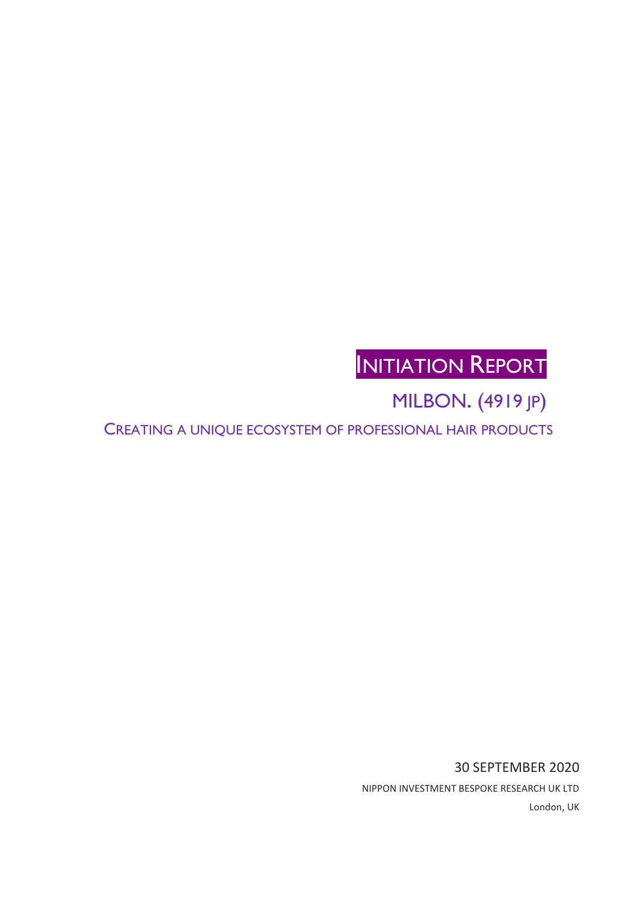# INITIATION REPORT

## MILBON. (4919 JP)

### CREATING A UNIQUE ECOSYSTEM OF PROFESSIONAL HAIR PRODUCTS

30 SEPTEMBER 2020

NIPPON INVESTMENT BESPOKE RESEARCH UK LTD

London, UK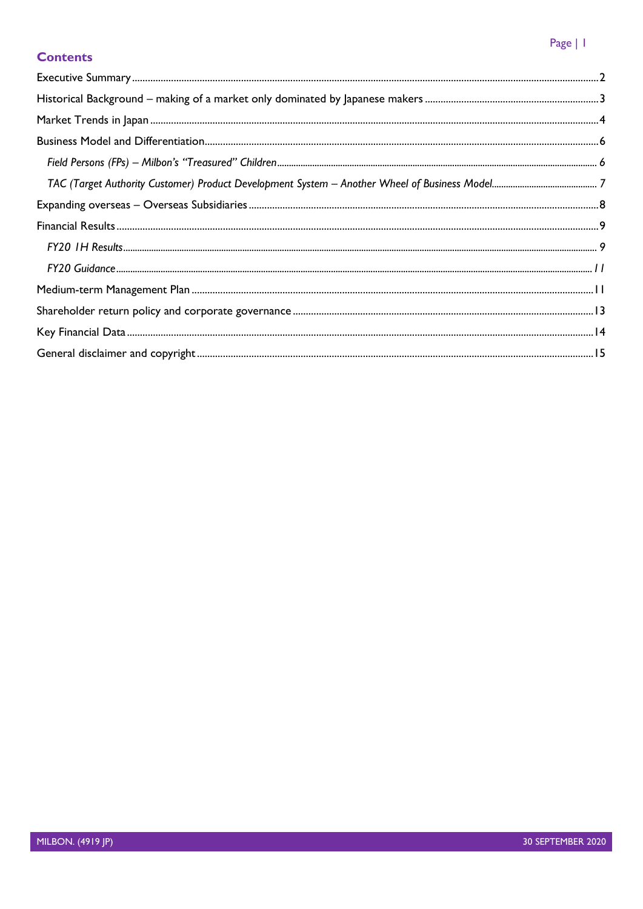## Contents

Executive Summary ..... 2

Historical Background – making of a market only dominated by Japanese makers ..... 3

Market Trends in Japan ..... 4

Business Model and Differentiation ..... 6

*Field Persons (FPs) – Milbon's "Treasured" Children* ..... 6

*TAC (Target Authority Customer) Product Development System – Another Wheel of Business Model* ..... 7

Expanding overseas – Overseas Subsidiaries ..... 8

Financial Results ..... 9

*FY20 1H Results* ..... 9

*FY20 Guidance* ..... 11

Medium-term Management Plan ..... 11

Shareholder return policy and corporate governance ..... 13

Key Financial Data ..... 14

General disclaimer and copyright ..... 15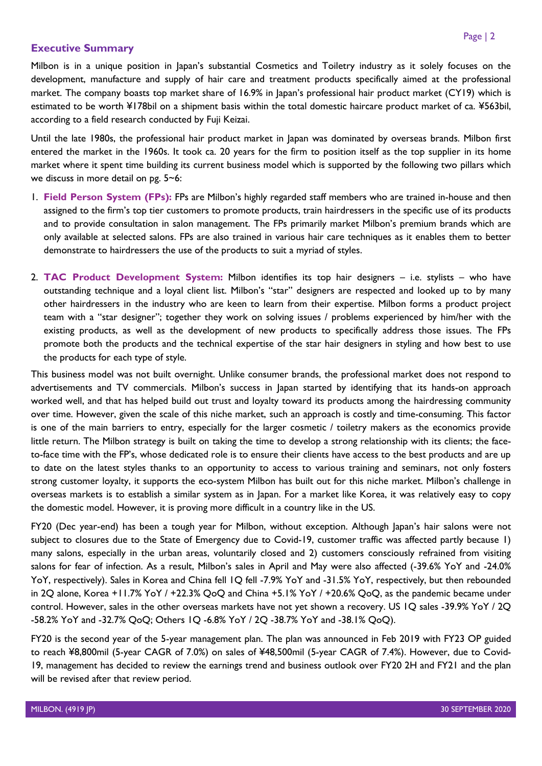## Executive Summary

Milbon is in a unique position in Japan's substantial Cosmetics and Toiletry industry as it solely focuses on the development, manufacture and supply of hair care and treatment products specifically aimed at the professional market. The company boasts top market share of 16.9% in Japan's professional hair product market (CY19) which is estimated to be worth ¥178bil on a shipment basis within the total domestic haircare product market of ca. ¥563bil, according to a field research conducted by Fuji Keizai.

Until the late 1980s, the professional hair product market in Japan was dominated by overseas brands. Milbon first entered the market in the 1960s. It took ca. 20 years for the firm to position itself as the top supplier in its home market where it spent time building its current business model which is supported by the following two pillars which we discuss in more detail on pg. 5~6:

1. **Field Person System (FPs):** FPs are Milbon's highly regarded staff members who are trained in-house and then assigned to the firm's top tier customers to promote products, train hairdressers in the specific use of its products and to provide consultation in salon management. The FPs primarily market Milbon's premium brands which are only available at selected salons. FPs are also trained in various hair care techniques as it enables them to better demonstrate to hairdressers the use of the products to suit a myriad of styles.

2. **TAC Product Development System:** Milbon identifies its top hair designers – i.e. stylists – who have outstanding technique and a loyal client list. Milbon's "star" designers are respected and looked up to by many other hairdressers in the industry who are keen to learn from their expertise. Milbon forms a product project team with a "star designer"; together they work on solving issues / problems experienced by him/her with the existing products, as well as the development of new products to specifically address those issues. The FPs promote both the products and the technical expertise of the star hair designers in styling and how best to use the products for each type of style.

This business model was not built overnight. Unlike consumer brands, the professional market does not respond to advertisements and TV commercials. Milbon's success in Japan started by identifying that its hands-on approach worked well, and that has helped build out trust and loyalty toward its products among the hairdressing community over time. However, given the scale of this niche market, such an approach is costly and time-consuming. This factor is one of the main barriers to entry, especially for the larger cosmetic / toiletry makers as the economics provide little return. The Milbon strategy is built on taking the time to develop a strong relationship with its clients; the face-to-face time with the FP's, whose dedicated role is to ensure their clients have access to the best products and are up to date on the latest styles thanks to an opportunity to access to various training and seminars, not only fosters strong customer loyalty, it supports the eco-system Milbon has built out for this niche market. Milbon's challenge in overseas markets is to establish a similar system as in Japan. For a market like Korea, it was relatively easy to copy the domestic model. However, it is proving more difficult in a country like in the US.

FY20 (Dec year-end) has been a tough year for Milbon, without exception. Although Japan's hair salons were not subject to closures due to the State of Emergency due to Covid-19, customer traffic was affected partly because 1) many salons, especially in the urban areas, voluntarily closed and 2) customers consciously refrained from visiting salons for fear of infection. As a result, Milbon's sales in April and May were also affected (-39.6% YoY and -24.0% YoY, respectively). Sales in Korea and China fell 1Q fell -7.9% YoY and -31.5% YoY, respectively, but then rebounded in 2Q alone, Korea +11.7% YoY / +22.3% QoQ and China +5.1% YoY / +20.6% QoQ, as the pandemic became under control. However, sales in the other overseas markets have not yet shown a recovery. US 1Q sales -39.9% YoY / 2Q -58.2% YoY and -32.7% QoQ; Others 1Q -6.8% YoY / 2Q -38.7% YoY and -38.1% QoQ).

FY20 is the second year of the 5-year management plan. The plan was announced in Feb 2019 with FY23 OP guided to reach ¥8,800mil (5-year CAGR of 7.0%) on sales of ¥48,500mil (5-year CAGR of 7.4%). However, due to Covid-19, management has decided to review the earnings trend and business outlook over FY20 2H and FY21 and the plan will be revised after that review period.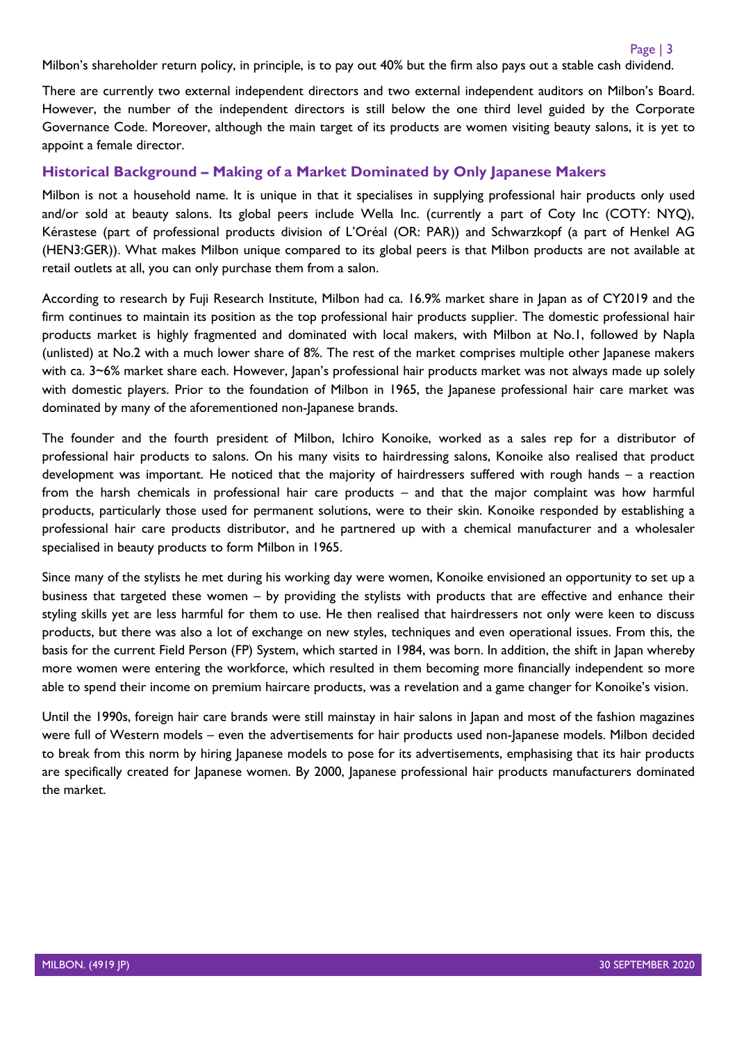Milbon's shareholder return policy, in principle, is to pay out 40% but the firm also pays out a stable cash dividend.

There are currently two external independent directors and two external independent auditors on Milbon's Board. However, the number of the independent directors is still below the one third level guided by the Corporate Governance Code. Moreover, although the main target of its products are women visiting beauty salons, it is yet to appoint a female director.

## Historical Background – Making of a Market Dominated by Only Japanese Makers

Milbon is not a household name. It is unique in that it specialises in supplying professional hair products only used and/or sold at beauty salons. Its global peers include Wella Inc. (currently a part of Coty Inc (COTY: NYQ), Kérastese (part of professional products division of L'Oréal (OR: PAR)) and Schwarzkopf (a part of Henkel AG (HEN3:GER)). What makes Milbon unique compared to its global peers is that Milbon products are not available at retail outlets at all, you can only purchase them from a salon.

According to research by Fuji Research Institute, Milbon had ca. 16.9% market share in Japan as of CY2019 and the firm continues to maintain its position as the top professional hair products supplier. The domestic professional hair products market is highly fragmented and dominated with local makers, with Milbon at No.1, followed by Napla (unlisted) at No.2 with a much lower share of 8%. The rest of the market comprises multiple other Japanese makers with ca. 3~6% market share each. However, Japan's professional hair products market was not always made up solely with domestic players. Prior to the foundation of Milbon in 1965, the Japanese professional hair care market was dominated by many of the aforementioned non-Japanese brands.

The founder and the fourth president of Milbon, Ichiro Konoike, worked as a sales rep for a distributor of professional hair products to salons. On his many visits to hairdressing salons, Konoike also realised that product development was important. He noticed that the majority of hairdressers suffered with rough hands – a reaction from the harsh chemicals in professional hair care products – and that the major complaint was how harmful products, particularly those used for permanent solutions, were to their skin. Konoike responded by establishing a professional hair care products distributor, and he partnered up with a chemical manufacturer and a wholesaler specialised in beauty products to form Milbon in 1965.

Since many of the stylists he met during his working day were women, Konoike envisioned an opportunity to set up a business that targeted these women – by providing the stylists with products that are effective and enhance their styling skills yet are less harmful for them to use. He then realised that hairdressers not only were keen to discuss products, but there was also a lot of exchange on new styles, techniques and even operational issues. From this, the basis for the current Field Person (FP) System, which started in 1984, was born. In addition, the shift in Japan whereby more women were entering the workforce, which resulted in them becoming more financially independent so more able to spend their income on premium haircare products, was a revelation and a game changer for Konoike's vision.

Until the 1990s, foreign hair care brands were still mainstay in hair salons in Japan and most of the fashion magazines were full of Western models – even the advertisements for hair products used non-Japanese models. Milbon decided to break from this norm by hiring Japanese models to pose for its advertisements, emphasising that its hair products are specifically created for Japanese women. By 2000, Japanese professional hair products manufacturers dominated the market.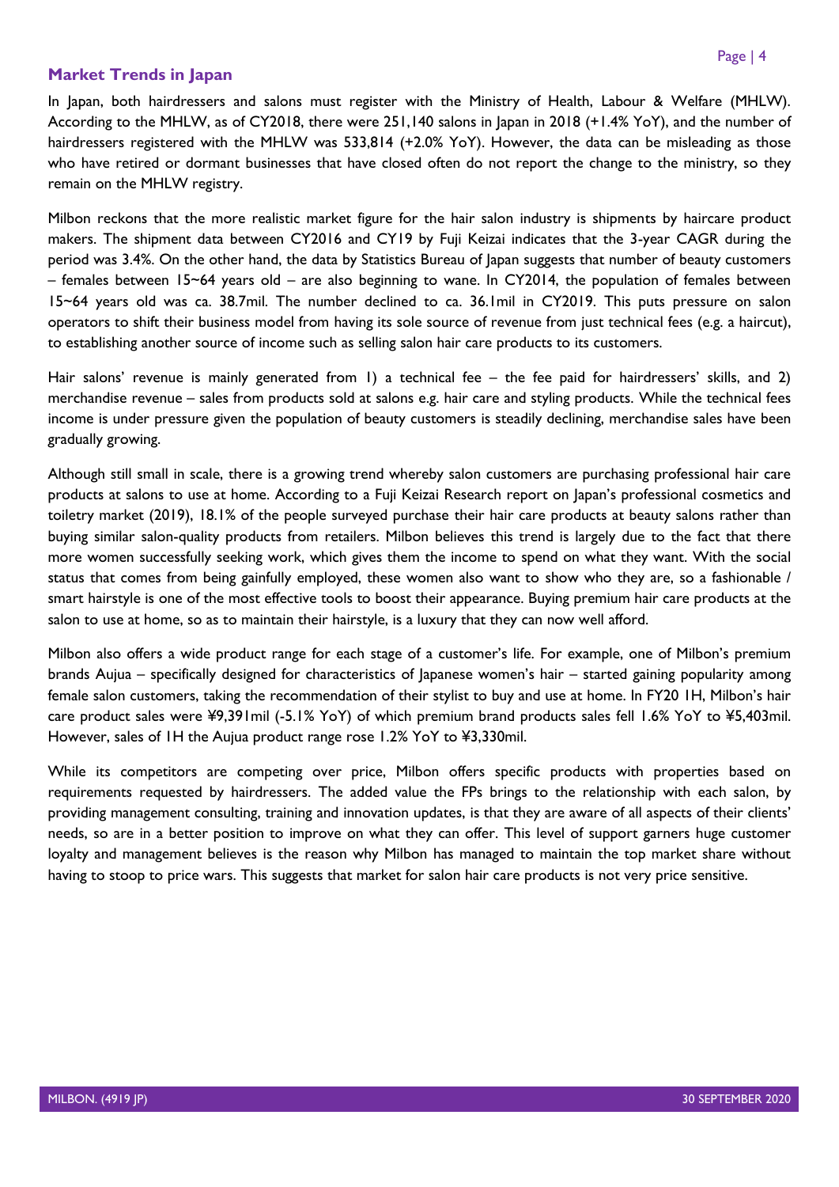## Market Trends in Japan

In Japan, both hairdressers and salons must register with the Ministry of Health, Labour & Welfare (MHLW). According to the MHLW, as of CY2018, there were 251,140 salons in Japan in 2018 (+1.4% YoY), and the number of hairdressers registered with the MHLW was 533,814 (+2.0% YoY). However, the data can be misleading as those who have retired or dormant businesses that have closed often do not report the change to the ministry, so they remain on the MHLW registry.

Milbon reckons that the more realistic market figure for the hair salon industry is shipments by haircare product makers. The shipment data between CY2016 and CY19 by Fuji Keizai indicates that the 3-year CAGR during the period was 3.4%. On the other hand, the data by Statistics Bureau of Japan suggests that number of beauty customers – females between 15~64 years old – are also beginning to wane. In CY2014, the population of females between 15~64 years old was ca. 38.7mil. The number declined to ca. 36.1mil in CY2019. This puts pressure on salon operators to shift their business model from having its sole source of revenue from just technical fees (e.g. a haircut), to establishing another source of income such as selling salon hair care products to its customers.

Hair salons' revenue is mainly generated from 1) a technical fee – the fee paid for hairdressers' skills, and 2) merchandise revenue – sales from products sold at salons e.g. hair care and styling products. While the technical fees income is under pressure given the population of beauty customers is steadily declining, merchandise sales have been gradually growing.

Although still small in scale, there is a growing trend whereby salon customers are purchasing professional hair care products at salons to use at home. According to a Fuji Keizai Research report on Japan's professional cosmetics and toiletry market (2019), 18.1% of the people surveyed purchase their hair care products at beauty salons rather than buying similar salon-quality products from retailers. Milbon believes this trend is largely due to the fact that there more women successfully seeking work, which gives them the income to spend on what they want. With the social status that comes from being gainfully employed, these women also want to show who they are, so a fashionable / smart hairstyle is one of the most effective tools to boost their appearance. Buying premium hair care products at the salon to use at home, so as to maintain their hairstyle, is a luxury that they can now well afford.

Milbon also offers a wide product range for each stage of a customer's life. For example, one of Milbon's premium brands Aujua – specifically designed for characteristics of Japanese women's hair – started gaining popularity among female salon customers, taking the recommendation of their stylist to buy and use at home. In FY20 1H, Milbon's hair care product sales were ¥9,391mil (-5.1% YoY) of which premium brand products sales fell 1.6% YoY to ¥5,403mil. However, sales of 1H the Aujua product range rose 1.2% YoY to ¥3,330mil.

While its competitors are competing over price, Milbon offers specific products with properties based on requirements requested by hairdressers. The added value the FPs brings to the relationship with each salon, by providing management consulting, training and innovation updates, is that they are aware of all aspects of their clients' needs, so are in a better position to improve on what they can offer. This level of support garners huge customer loyalty and management believes is the reason why Milbon has managed to maintain the top market share without having to stoop to price wars. This suggests that market for salon hair care products is not very price sensitive.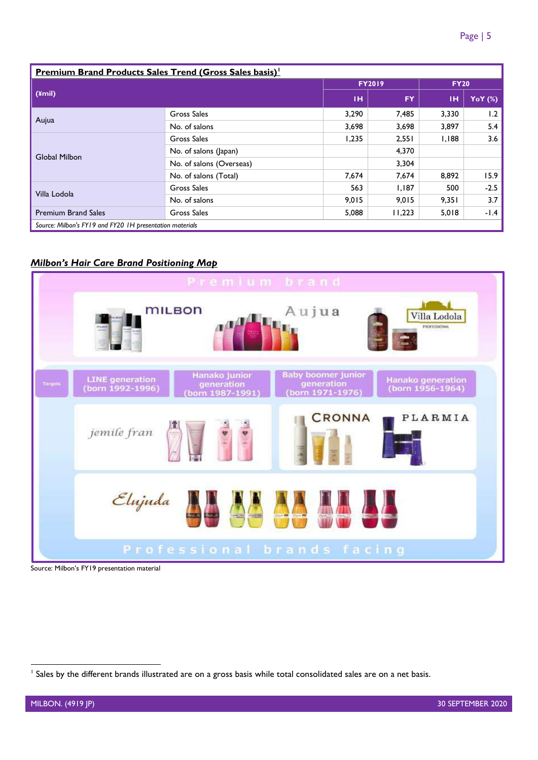**Premium Brand Products Sales Trend (Gross Sales basis)**[1]

| (¥mil) | | FY2019 | | FY20 | |
|---|---|---|---|---|---|
| | | 1H | FY | 1H | YoY (%) |
| Aujua | Gross Sales | 3,290 | 7,485 | 3,330 | 1.2 |
| | No. of salons | 3,698 | 3,698 | 3,897 | 5.4 |
| Global Milbon | Gross Sales | 1,235 | 2,551 | 1,188 | 3.6 |
| | No. of salons (Japan) | | 4,370 | | |
| | No. of salons (Overseas) | | 3,304 | | |
| | No. of salons (Total) | 7,674 | 7,674 | 8,892 | 15.9 |
| Villa Lodola | Gross Sales | 563 | 1,187 | 500 | -2.5 |
| | No. of salons | 9,015 | 9,015 | 9,351 | 3.7 |
| Premium Brand Sales | Gross Sales | 5,088 | 11,223 | 5,018 | -1.4 |

*Source: Milbon's FY19 and FY20 1H presentation materials*

***Milbon's Hair Care Brand Positioning Map***

Premium brand

MILBON | Aujua | Villa Lodola

Targets: LINE generation (born 1992-1996) | Hanako junior generation (born 1987-1991) | Baby boomer junior generation (born 1971-1976) | Hanako generation (born 1956-1964)

jemile fran | CRONNA | PLARMIA

Elujuda

Professional brands facing

Source: Milbon's FY19 presentation material

[1] Sales by the different brands illustrated are on a gross basis while total consolidated sales are on a net basis.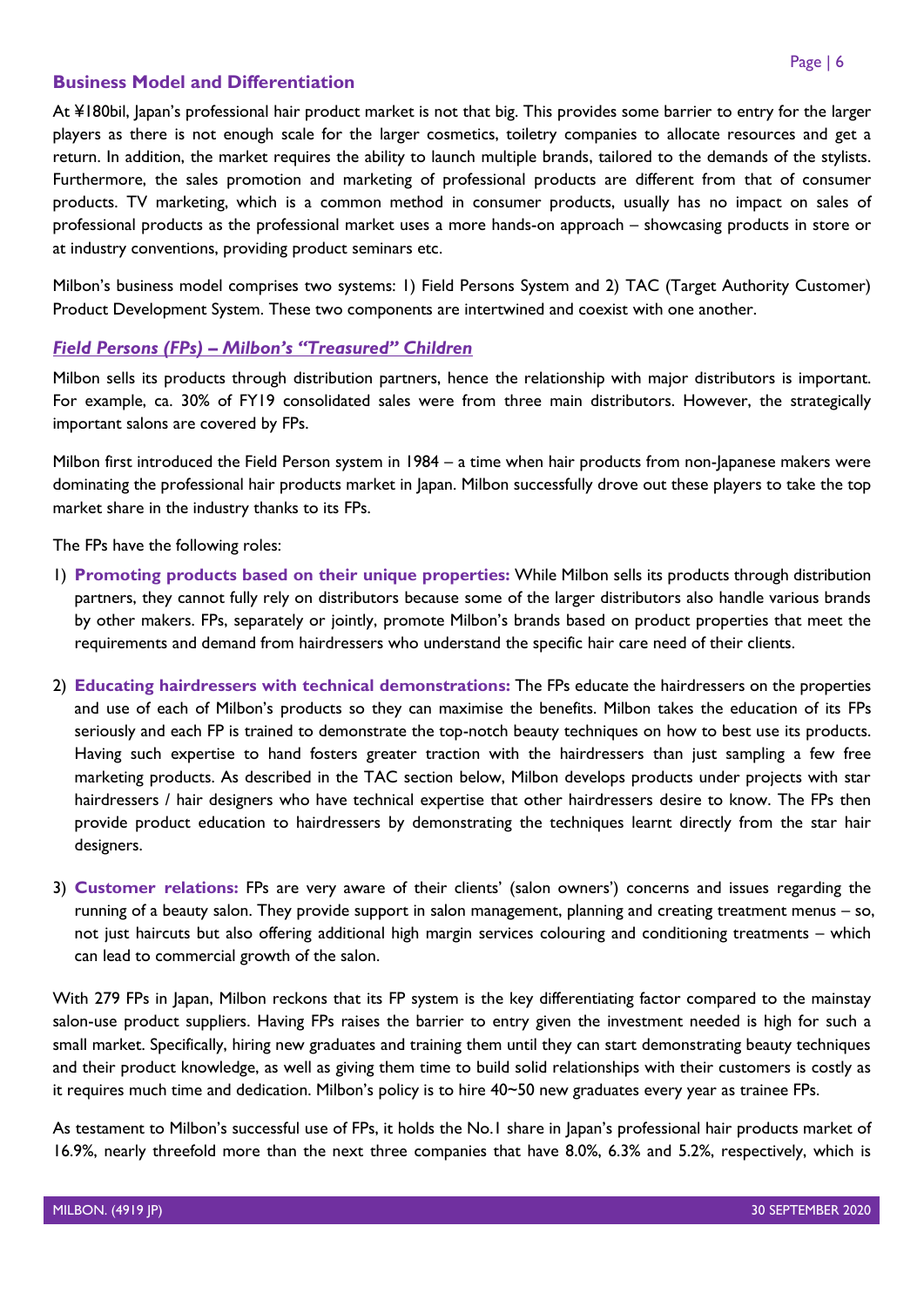## Business Model and Differentiation

At ¥180bil, Japan's professional hair product market is not that big. This provides some barrier to entry for the larger players as there is not enough scale for the larger cosmetics, toiletry companies to allocate resources and get a return. In addition, the market requires the ability to launch multiple brands, tailored to the demands of the stylists. Furthermore, the sales promotion and marketing of professional products are different from that of consumer products. TV marketing, which is a common method in consumer products, usually has no impact on sales of professional products as the professional market uses a more hands-on approach – showcasing products in store or at industry conventions, providing product seminars etc.

Milbon's business model comprises two systems: 1) Field Persons System and 2) TAC (Target Authority Customer) Product Development System. These two components are intertwined and coexist with one another.

### *Field Persons (FPs) – Milbon's "Treasured" Children*

Milbon sells its products through distribution partners, hence the relationship with major distributors is important. For example, ca. 30% of FY19 consolidated sales were from three main distributors. However, the strategically important salons are covered by FPs.

Milbon first introduced the Field Person system in 1984 – a time when hair products from non-Japanese makers were dominating the professional hair products market in Japan. Milbon successfully drove out these players to take the top market share in the industry thanks to its FPs.

The FPs have the following roles:

1) **Promoting products based on their unique properties:** While Milbon sells its products through distribution partners, they cannot fully rely on distributors because some of the larger distributors also handle various brands by other makers. FPs, separately or jointly, promote Milbon's brands based on product properties that meet the requirements and demand from hairdressers who understand the specific hair care need of their clients.

2) **Educating hairdressers with technical demonstrations:** The FPs educate the hairdressers on the properties and use of each of Milbon's products so they can maximise the benefits. Milbon takes the education of its FPs seriously and each FP is trained to demonstrate the top-notch beauty techniques on how to best use its products. Having such expertise to hand fosters greater traction with the hairdressers than just sampling a few free marketing products. As described in the TAC section below, Milbon develops products under projects with star hairdressers / hair designers who have technical expertise that other hairdressers desire to know. The FPs then provide product education to hairdressers by demonstrating the techniques learnt directly from the star hair designers.

3) **Customer relations:** FPs are very aware of their clients' (salon owners') concerns and issues regarding the running of a beauty salon. They provide support in salon management, planning and creating treatment menus – so, not just haircuts but also offering additional high margin services colouring and conditioning treatments – which can lead to commercial growth of the salon.

With 279 FPs in Japan, Milbon reckons that its FP system is the key differentiating factor compared to the mainstay salon-use product suppliers. Having FPs raises the barrier to entry given the investment needed is high for such a small market. Specifically, hiring new graduates and training them until they can start demonstrating beauty techniques and their product knowledge, as well as giving them time to build solid relationships with their customers is costly as it requires much time and dedication. Milbon's policy is to hire 40~50 new graduates every year as trainee FPs.

As testament to Milbon's successful use of FPs, it holds the No.1 share in Japan's professional hair products market of 16.9%, nearly threefold more than the next three companies that have 8.0%, 6.3% and 5.2%, respectively, which is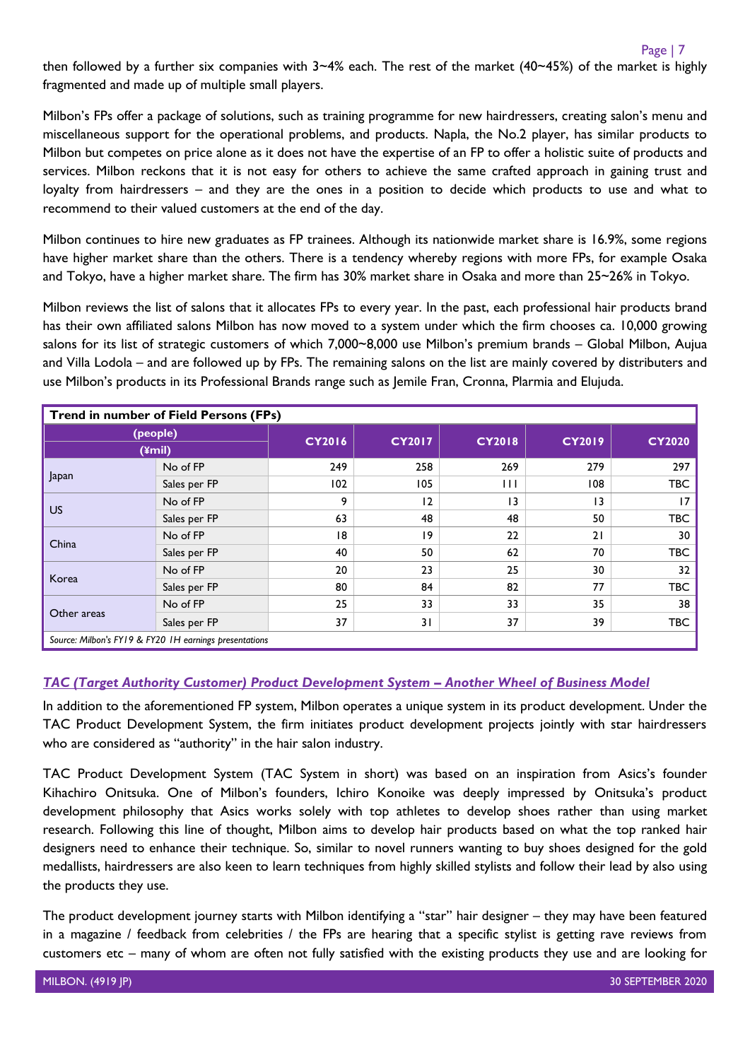then followed by a further six companies with 3~4% each. The rest of the market (40~45%) of the market is highly fragmented and made up of multiple small players.

Milbon's FPs offer a package of solutions, such as training programme for new hairdressers, creating salon's menu and miscellaneous support for the operational problems, and products. Napla, the No.2 player, has similar products to Milbon but competes on price alone as it does not have the expertise of an FP to offer a holistic suite of products and services. Milbon reckons that it is not easy for others to achieve the same crafted approach in gaining trust and loyalty from hairdressers – and they are the ones in a position to decide which products to use and what to recommend to their valued customers at the end of the day.

Milbon continues to hire new graduates as FP trainees. Although its nationwide market share is 16.9%, some regions have higher market share than the others. There is a tendency whereby regions with more FPs, for example Osaka and Tokyo, have a higher market share. The firm has 30% market share in Osaka and more than 25~26% in Tokyo.

Milbon reviews the list of salons that it allocates FPs to every year. In the past, each professional hair products brand has their own affiliated salons Milbon has now moved to a system under which the firm chooses ca. 10,000 growing salons for its list of strategic customers of which 7,000~8,000 use Milbon's premium brands – Global Milbon, Aujua and Villa Lodola – and are followed up by FPs. The remaining salons on the list are mainly covered by distributers and use Milbon's products in its Professional Brands range such as Jemile Fran, Cronna, Plarmia and Elujuda.

**Trend in number of Field Persons (FPs)**

| (people) (¥mil) | | CY2016 | CY2017 | CY2018 | CY2019 | CY2020 |
|---|---|---|---|---|---|---|
| Japan | No of FP | 249 | 258 | 269 | 279 | 297 |
| | Sales per FP | 102 | 105 | 111 | 108 | TBC |
| US | No of FP | 9 | 12 | 13 | 13 | 17 |
| | Sales per FP | 63 | 48 | 48 | 50 | TBC |
| China | No of FP | 18 | 19 | 22 | 21 | 30 |
| | Sales per FP | 40 | 50 | 62 | 70 | TBC |
| Korea | No of FP | 20 | 23 | 25 | 30 | 32 |
| | Sales per FP | 80 | 84 | 82 | 77 | TBC |
| Other areas | No of FP | 25 | 33 | 33 | 35 | 38 |
| | Sales per FP | 37 | 31 | 37 | 39 | TBC |

*Source: Milbon's FY19 & FY20 1H earnings presentations*

## *TAC (Target Authority Customer) Product Development System – Another Wheel of Business Model*

In addition to the aforementioned FP system, Milbon operates a unique system in its product development. Under the TAC Product Development System, the firm initiates product development projects jointly with star hairdressers who are considered as "authority" in the hair salon industry.

TAC Product Development System (TAC System in short) was based on an inspiration from Asics's founder Kihachiro Onitsuka. One of Milbon's founders, Ichiro Konoike was deeply impressed by Onitsuka's product development philosophy that Asics works solely with top athletes to develop shoes rather than using market research. Following this line of thought, Milbon aims to develop hair products based on what the top ranked hair designers need to enhance their technique. So, similar to novel runners wanting to buy shoes designed for the gold medallists, hairdressers are also keen to learn techniques from highly skilled stylists and follow their lead by also using the products they use.

The product development journey starts with Milbon identifying a "star" hair designer – they may have been featured in a magazine / feedback from celebrities / the FPs are hearing that a specific stylist is getting rave reviews from customers etc – many of whom are often not fully satisfied with the existing products they use and are looking for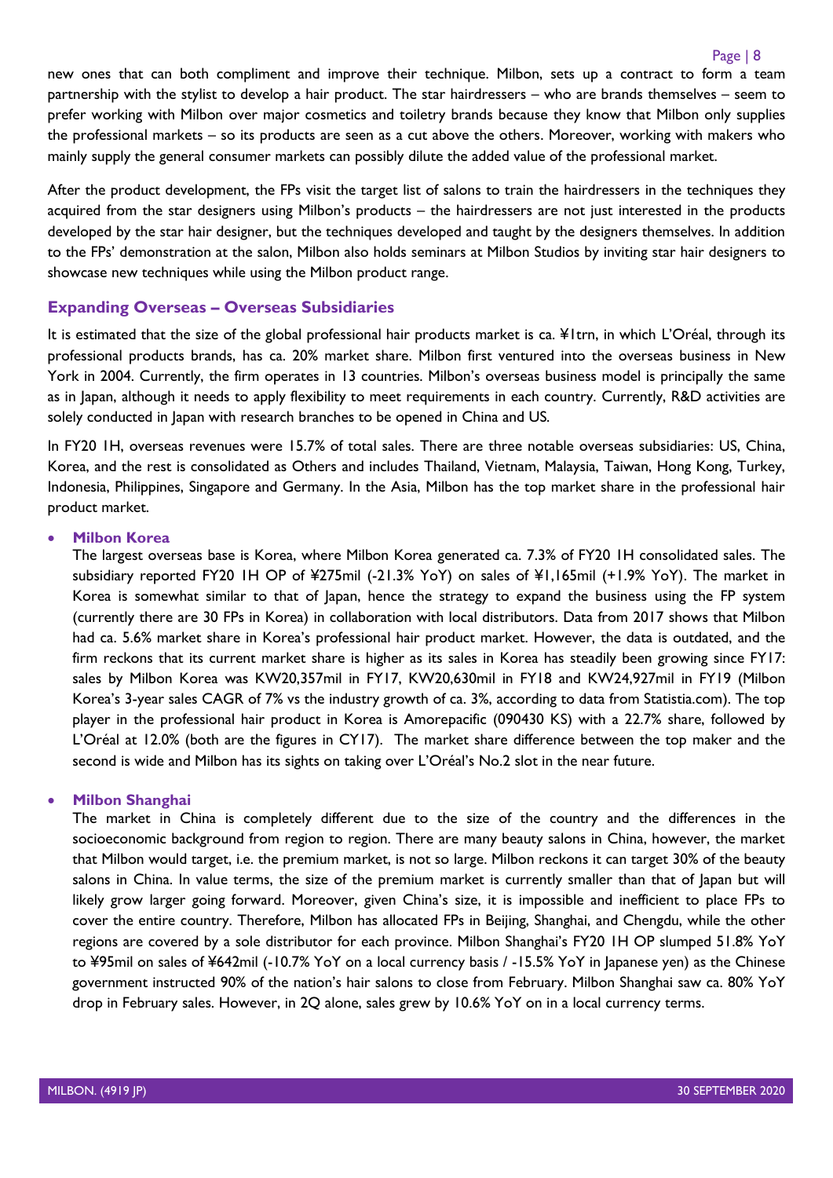new ones that can both compliment and improve their technique. Milbon, sets up a contract to form a team partnership with the stylist to develop a hair product. The star hairdressers – who are brands themselves – seem to prefer working with Milbon over major cosmetics and toiletry brands because they know that Milbon only supplies the professional markets – so its products are seen as a cut above the others. Moreover, working with makers who mainly supply the general consumer markets can possibly dilute the added value of the professional market.

After the product development, the FPs visit the target list of salons to train the hairdressers in the techniques they acquired from the star designers using Milbon's products – the hairdressers are not just interested in the products developed by the star hair designer, but the techniques developed and taught by the designers themselves. In addition to the FPs' demonstration at the salon, Milbon also holds seminars at Milbon Studios by inviting star hair designers to showcase new techniques while using the Milbon product range.

## Expanding Overseas – Overseas Subsidiaries

It is estimated that the size of the global professional hair products market is ca. ¥1trn, in which L'Oréal, through its professional products brands, has ca. 20% market share. Milbon first ventured into the overseas business in New York in 2004. Currently, the firm operates in 13 countries. Milbon's overseas business model is principally the same as in Japan, although it needs to apply flexibility to meet requirements in each country. Currently, R&D activities are solely conducted in Japan with research branches to be opened in China and US.

In FY20 1H, overseas revenues were 15.7% of total sales. There are three notable overseas subsidiaries: US, China, Korea, and the rest is consolidated as Others and includes Thailand, Vietnam, Malaysia, Taiwan, Hong Kong, Turkey, Indonesia, Philippines, Singapore and Germany. In the Asia, Milbon has the top market share in the professional hair product market.

- **Milbon Korea**
  
  The largest overseas base is Korea, where Milbon Korea generated ca. 7.3% of FY20 1H consolidated sales. The subsidiary reported FY20 1H OP of ¥275mil (-21.3% YoY) on sales of ¥1,165mil (+1.9% YoY). The market in Korea is somewhat similar to that of Japan, hence the strategy to expand the business using the FP system (currently there are 30 FPs in Korea) in collaboration with local distributors. Data from 2017 shows that Milbon had ca. 5.6% market share in Korea's professional hair product market. However, the data is outdated, and the firm reckons that its current market share is higher as its sales in Korea has steadily been growing since FY17: sales by Milbon Korea was KW20,357mil in FY17, KW20,630mil in FY18 and KW24,927mil in FY19 (Milbon Korea's 3-year sales CAGR of 7% vs the industry growth of ca. 3%, according to data from Statistia.com). The top player in the professional hair product in Korea is Amorepacific (090430 KS) with a 22.7% share, followed by L'Oréal at 12.0% (both are the figures in CY17). The market share difference between the top maker and the second is wide and Milbon has its sights on taking over L'Oréal's No.2 slot in the near future.

- **Milbon Shanghai**
  
  The market in China is completely different due to the size of the country and the differences in the socioeconomic background from region to region. There are many beauty salons in China, however, the market that Milbon would target, i.e. the premium market, is not so large. Milbon reckons it can target 30% of the beauty salons in China. In value terms, the size of the premium market is currently smaller than that of Japan but will likely grow larger going forward. Moreover, given China's size, it is impossible and inefficient to place FPs to cover the entire country. Therefore, Milbon has allocated FPs in Beijing, Shanghai, and Chengdu, while the other regions are covered by a sole distributor for each province. Milbon Shanghai's FY20 1H OP slumped 51.8% YoY to ¥95mil on sales of ¥642mil (-10.7% YoY on a local currency basis / -15.5% YoY in Japanese yen) as the Chinese government instructed 90% of the nation's hair salons to close from February. Milbon Shanghai saw ca. 80% YoY drop in February sales. However, in 2Q alone, sales grew by 10.6% YoY on in a local currency terms.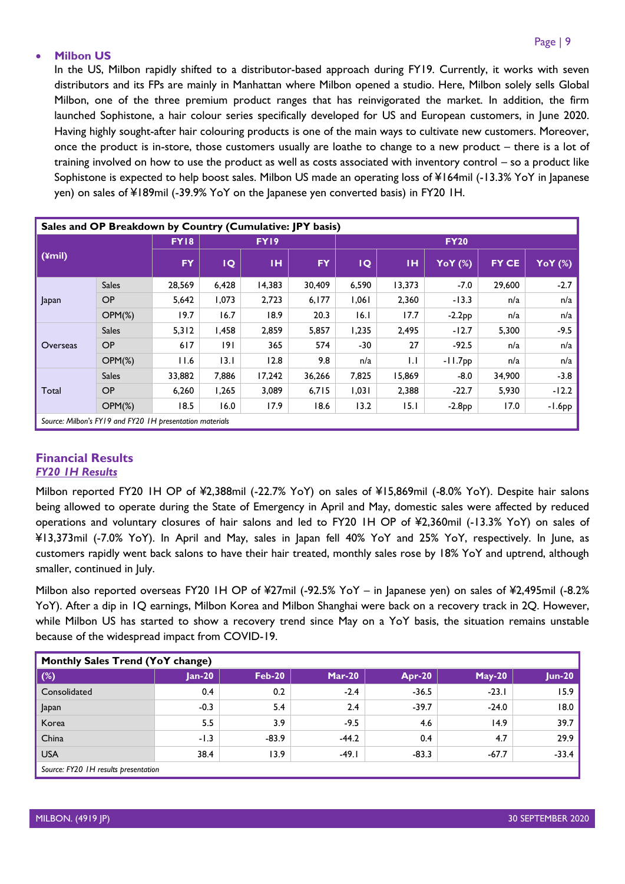- **Milbon US**

  In the US, Milbon rapidly shifted to a distributor-based approach during FY19. Currently, it works with seven distributors and its FPs are mainly in Manhattan where Milbon opened a studio. Here, Milbon solely sells Global Milbon, one of the three premium product ranges that has reinvigorated the market. In addition, the firm launched Sophistone, a hair colour series specifically developed for US and European customers, in June 2020. Having highly sought-after hair colouring products is one of the main ways to cultivate new customers. Moreover, once the product is in-store, those customers usually are loathe to change to a new product – there is a lot of training involved on how to use the product as well as costs associated with inventory control – so a product like Sophistone is expected to help boost sales. Milbon US made an operating loss of ¥164mil (-13.3% YoY in Japanese yen) on sales of ¥189mil (-39.9% YoY on the Japanese yen converted basis) in FY20 1H.

**Sales and OP Breakdown by Country (Cumulative: JPY basis)**

| (¥mil) | | FY18 | FY19 | | | FY20 | | | | |
|---|---|---|---|---|---|---|---|---|---|---|
| | | FY | 1Q | 1H | FY | 1Q | 1H | YoY (%) | FY CE | YoY (%) |
| Japan | Sales | 28,569 | 6,428 | 14,383 | 30,409 | 6,590 | 13,373 | -7.0 | 29,600 | -2.7 |
| | OP | 5,642 | 1,073 | 2,723 | 6,177 | 1,061 | 2,360 | -13.3 | n/a | n/a |
| | OPM(%) | 19.7 | 16.7 | 18.9 | 20.3 | 16.1 | 17.7 | -2.2pp | n/a | n/a |
| Overseas | Sales | 5,312 | 1,458 | 2,859 | 5,857 | 1,235 | 2,495 | -12.7 | 5,300 | -9.5 |
| | OP | 617 | 191 | 365 | 574 | -30 | 27 | -92.5 | n/a | n/a |
| | OPM(%) | 11.6 | 13.1 | 12.8 | 9.8 | n/a | 1.1 | -11.7pp | n/a | n/a |
| Total | Sales | 33,882 | 7,886 | 17,242 | 36,266 | 7,825 | 15,869 | -8.0 | 34,900 | -3.8 |
| | OP | 6,260 | 1,265 | 3,089 | 6,715 | 1,031 | 2,388 | -22.7 | 5,930 | -12.2 |
| | OPM(%) | 18.5 | 16.0 | 17.9 | 18.6 | 13.2 | 15.1 | -2.8pp | 17.0 | -1.6pp |

*Source: Milbon's FY19 and FY20 1H presentation materials*

## Financial Results

### *FY20 1H Results*

Milbon reported FY20 1H OP of ¥2,388mil (-22.7% YoY) on sales of ¥15,869mil (-8.0% YoY). Despite hair salons being allowed to operate during the State of Emergency in April and May, domestic sales were affected by reduced operations and voluntary closures of hair salons and led to FY20 1H OP of ¥2,360mil (-13.3% YoY) on sales of ¥13,373mil (-7.0% YoY). In April and May, sales in Japan fell 40% YoY and 25% YoY, respectively. In June, as customers rapidly went back salons to have their hair treated, monthly sales rose by 18% YoY and uptrend, although smaller, continued in July.

Milbon also reported overseas FY20 1H OP of ¥27mil (-92.5% YoY – in Japanese yen) on sales of ¥2,495mil (-8.2% YoY). After a dip in 1Q earnings, Milbon Korea and Milbon Shanghai were back on a recovery track in 2Q. However, while Milbon US has started to show a recovery trend since May on a YoY basis, the situation remains unstable because of the widespread impact from COVID-19.

**Monthly Sales Trend (YoY change)**

| (%) | Jan-20 | Feb-20 | Mar-20 | Apr-20 | May-20 | Jun-20 |
|---|---|---|---|---|---|---|
| Consolidated | 0.4 | 0.2 | -2.4 | -36.5 | -23.1 | 15.9 |
| Japan | -0.3 | 5.4 | 2.4 | -39.7 | -24.0 | 18.0 |
| Korea | 5.5 | 3.9 | -9.5 | 4.6 | 14.9 | 39.7 |
| China | -1.3 | -83.9 | -44.2 | 0.4 | 4.7 | 29.9 |
| USA | 38.4 | 13.9 | -49.1 | -83.3 | -67.7 | -33.4 |

*Source: FY20 1H results presentation*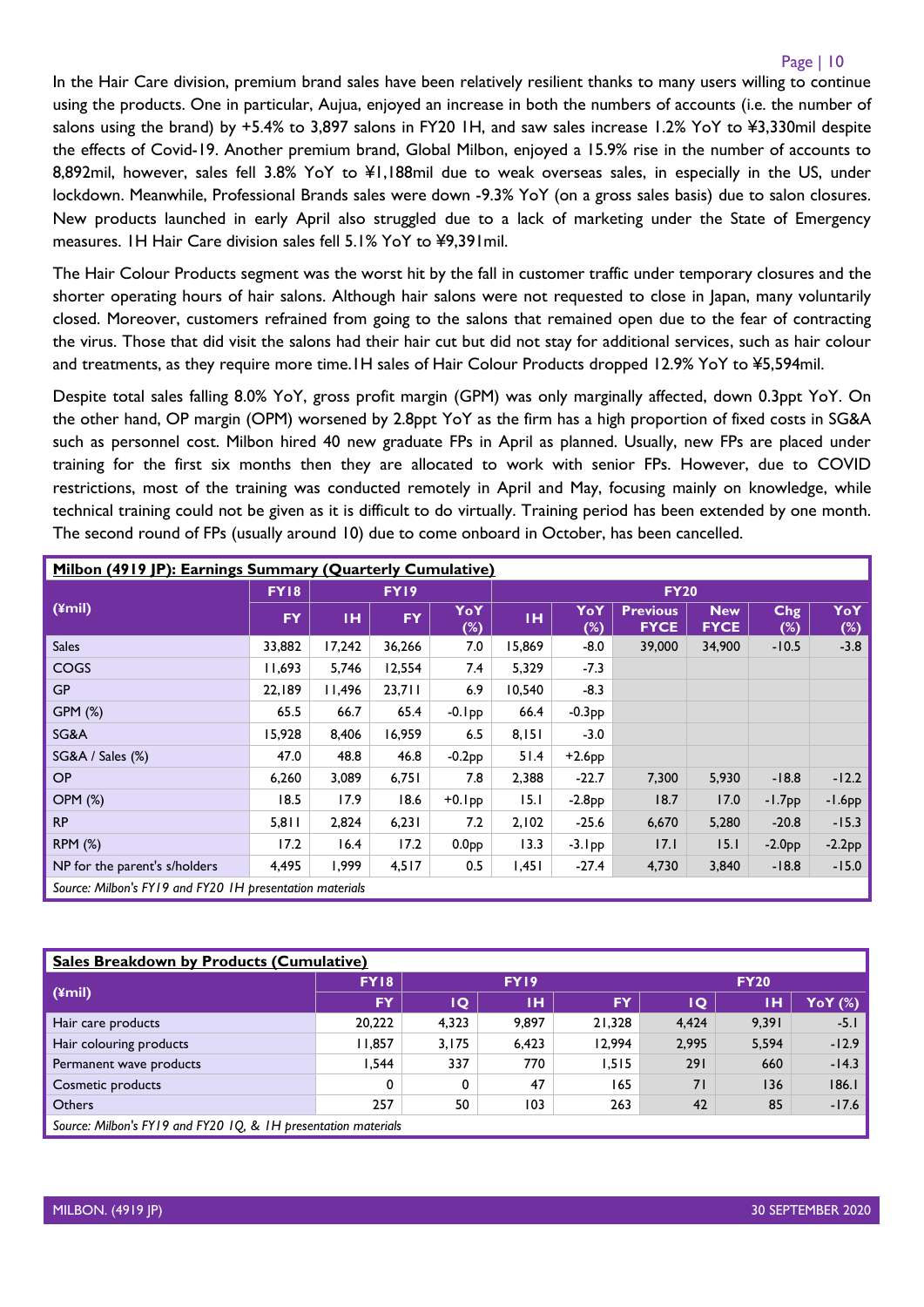In the Hair Care division, premium brand sales have been relatively resilient thanks to many users willing to continue using the products. One in particular, Aujua, enjoyed an increase in both the numbers of accounts (i.e. the number of salons using the brand) by +5.4% to 3,897 salons in FY20 1H, and saw sales increase 1.2% YoY to ¥3,330mil despite the effects of Covid-19. Another premium brand, Global Milbon, enjoyed a 15.9% rise in the number of accounts to 8,892mil, however, sales fell 3.8% YoY to ¥1,188mil due to weak overseas sales, in especially in the US, under lockdown. Meanwhile, Professional Brands sales were down -9.3% YoY (on a gross sales basis) due to salon closures. New products launched in early April also struggled due to a lack of marketing under the State of Emergency measures. 1H Hair Care division sales fell 5.1% YoY to ¥9,391mil.

The Hair Colour Products segment was the worst hit by the fall in customer traffic under temporary closures and the shorter operating hours of hair salons. Although hair salons were not requested to close in Japan, many voluntarily closed. Moreover, customers refrained from going to the salons that remained open due to the fear of contracting the virus. Those that did visit the salons had their hair cut but did not stay for additional services, such as hair colour and treatments, as they require more time.1H sales of Hair Colour Products dropped 12.9% YoY to ¥5,594mil.

Despite total sales falling 8.0% YoY, gross profit margin (GPM) was only marginally affected, down 0.3ppt YoY. On the other hand, OP margin (OPM) worsened by 2.8ppt YoY as the firm has a high proportion of fixed costs in SG&A such as personnel cost. Milbon hired 40 new graduate FPs in April as planned. Usually, new FPs are placed under training for the first six months then they are allocated to work with senior FPs. However, due to COVID restrictions, most of the training was conducted remotely in April and May, focusing mainly on knowledge, while technical training could not be given as it is difficult to do virtually. Training period has been extended by one month. The second round of FPs (usually around 10) due to come onboard in October, has been cancelled.

**Milbon (4919 JP): Earnings Summary (Quarterly Cumulative)**

| (¥mil) | FY18 | FY19 | | | FY20 | | | | | |
|---|---|---|---|---|---|---|---|---|---|---|
| | FY | 1H | FY | YoY (%) | 1H | YoY (%) | Previous FYCE | New FYCE | Chg (%) | YoY (%) |
| Sales | 33,882 | 17,242 | 36,266 | 7.0 | 15,869 | -8.0 | 39,000 | 34,900 | -10.5 | -3.8 |
| COGS | 11,693 | 5,746 | 12,554 | 7.4 | 5,329 | -7.3 | | | | |
| GP | 22,189 | 11,496 | 23,711 | 6.9 | 10,540 | -8.3 | | | | |
| GPM (%) | 65.5 | 66.7 | 65.4 | -0.1pp | 66.4 | -0.3pp | | | | |
| SG&A | 15,928 | 8,406 | 16,959 | 6.5 | 8,151 | -3.0 | | | | |
| SG&A / Sales (%) | 47.0 | 48.8 | 46.8 | -0.2pp | 51.4 | +2.6pp | | | | |
| OP | 6,260 | 3,089 | 6,751 | 7.8 | 2,388 | -22.7 | 7,300 | 5,930 | -18.8 | -12.2 |
| OPM (%) | 18.5 | 17.9 | 18.6 | +0.1pp | 15.1 | -2.8pp | 18.7 | 17.0 | -1.7pp | -1.6pp |
| RP | 5,811 | 2,824 | 6,231 | 7.2 | 2,102 | -25.6 | 6,670 | 5,280 | -20.8 | -15.3 |
| RPM (%) | 17.2 | 16.4 | 17.2 | 0.0pp | 13.3 | -3.1pp | 17.1 | 15.1 | -2.0pp | -2.2pp |
| NP for the parent's s/holders | 4,495 | 1,999 | 4,517 | 0.5 | 1,451 | -27.4 | 4,730 | 3,840 | -18.8 | -15.0 |

*Source: Milbon's FY19 and FY20 1H presentation materials*

**Sales Breakdown by Products (Cumulative)**

| (¥mil) | FY18 | FY19 | | | FY20 | | |
|---|---|---|---|---|---|---|---|
| | FY | 1Q | 1H | FY | 1Q | 1H | YoY (%) |
| Hair care products | 20,222 | 4,323 | 9,897 | 21,328 | 4,424 | 9,391 | -5.1 |
| Hair colouring products | 11,857 | 3,175 | 6,423 | 12,994 | 2,995 | 5,594 | -12.9 |
| Permanent wave products | 1,544 | 337 | 770 | 1,515 | 291 | 660 | -14.3 |
| Cosmetic products | 0 | 0 | 47 | 165 | 71 | 136 | 186.1 |
| Others | 257 | 50 | 103 | 263 | 42 | 85 | -17.6 |

*Source: Milbon's FY19 and FY20 1Q, & 1H presentation materials*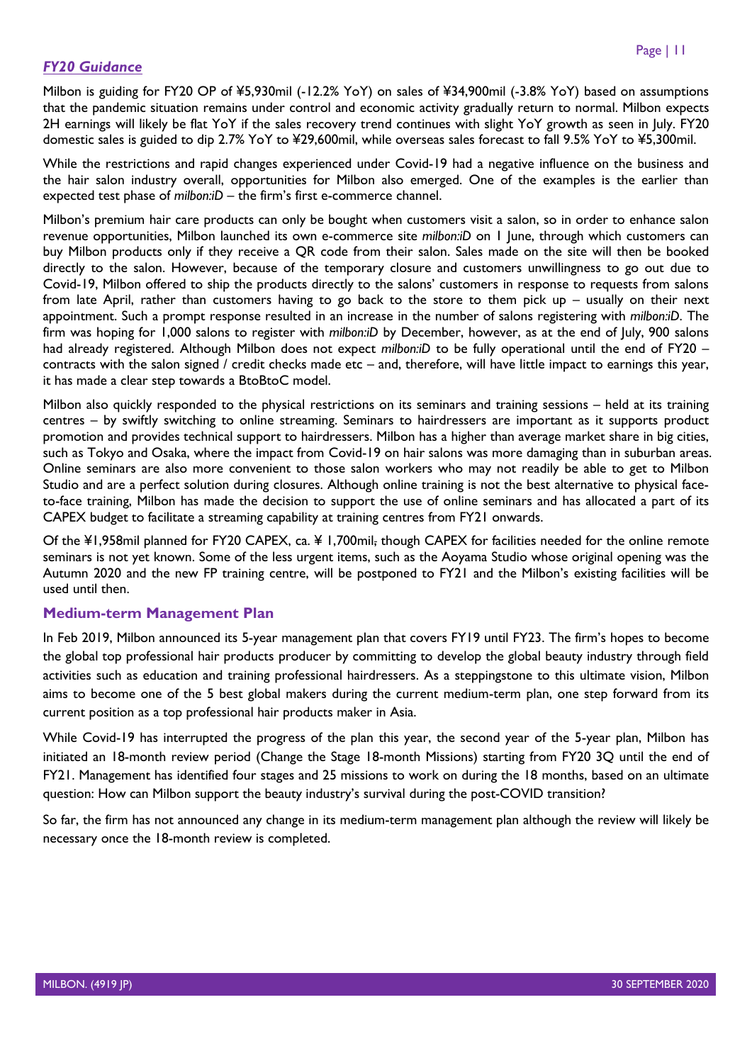## *FY20 Guidance*

Milbon is guiding for FY20 OP of ¥5,930mil (-12.2% YoY) on sales of ¥34,900mil (-3.8% YoY) based on assumptions that the pandemic situation remains under control and economic activity gradually return to normal. Milbon expects 2H earnings will likely be flat YoY if the sales recovery trend continues with slight YoY growth as seen in July. FY20 domestic sales is guided to dip 2.7% YoY to ¥29,600mil, while overseas sales forecast to fall 9.5% YoY to ¥5,300mil.

While the restrictions and rapid changes experienced under Covid-19 had a negative influence on the business and the hair salon industry overall, opportunities for Milbon also emerged. One of the examples is the earlier than expected test phase of *milbon:iD* – the firm's first e-commerce channel.

Milbon's premium hair care products can only be bought when customers visit a salon, so in order to enhance salon revenue opportunities, Milbon launched its own e-commerce site *milbon:iD* on 1 June, through which customers can buy Milbon products only if they receive a QR code from their salon. Sales made on the site will then be booked directly to the salon. However, because of the temporary closure and customers unwillingness to go out due to Covid-19, Milbon offered to ship the products directly to the salons' customers in response to requests from salons from late April, rather than customers having to go back to the store to them pick up – usually on their next appointment. Such a prompt response resulted in an increase in the number of salons registering with *milbon:iD*. The firm was hoping for 1,000 salons to register with *milbon:iD* by December, however, as at the end of July, 900 salons had already registered. Although Milbon does not expect *milbon:iD* to be fully operational until the end of FY20 – contracts with the salon signed / credit checks made etc – and, therefore, will have little impact to earnings this year, it has made a clear step towards a BtoBtoC model.

Milbon also quickly responded to the physical restrictions on its seminars and training sessions – held at its training centres – by swiftly switching to online streaming. Seminars to hairdressers are important as it supports product promotion and provides technical support to hairdressers. Milbon has a higher than average market share in big cities, such as Tokyo and Osaka, where the impact from Covid-19 on hair salons was more damaging than in suburban areas. Online seminars are also more convenient to those salon workers who may not readily be able to get to Milbon Studio and are a perfect solution during closures. Although online training is not the best alternative to physical face-to-face training, Milbon has made the decision to support the use of online seminars and has allocated a part of its CAPEX budget to facilitate a streaming capability at training centres from FY21 onwards.

Of the ¥1,958mil planned for FY20 CAPEX, ca. ¥ 1,700mil, though CAPEX for facilities needed for the online remote seminars is not yet known. Some of the less urgent items, such as the Aoyama Studio whose original opening was the Autumn 2020 and the new FP training centre, will be postponed to FY21 and the Milbon's existing facilities will be used until then.

## Medium-term Management Plan

In Feb 2019, Milbon announced its 5-year management plan that covers FY19 until FY23. The firm's hopes to become the global top professional hair products producer by committing to develop the global beauty industry through field activities such as education and training professional hairdressers. As a steppingstone to this ultimate vision, Milbon aims to become one of the 5 best global makers during the current medium-term plan, one step forward from its current position as a top professional hair products maker in Asia.

While Covid-19 has interrupted the progress of the plan this year, the second year of the 5-year plan, Milbon has initiated an 18-month review period (Change the Stage 18-month Missions) starting from FY20 3Q until the end of FY21. Management has identified four stages and 25 missions to work on during the 18 months, based on an ultimate question: How can Milbon support the beauty industry's survival during the post-COVID transition?

So far, the firm has not announced any change in its medium-term management plan although the review will likely be necessary once the 18-month review is completed.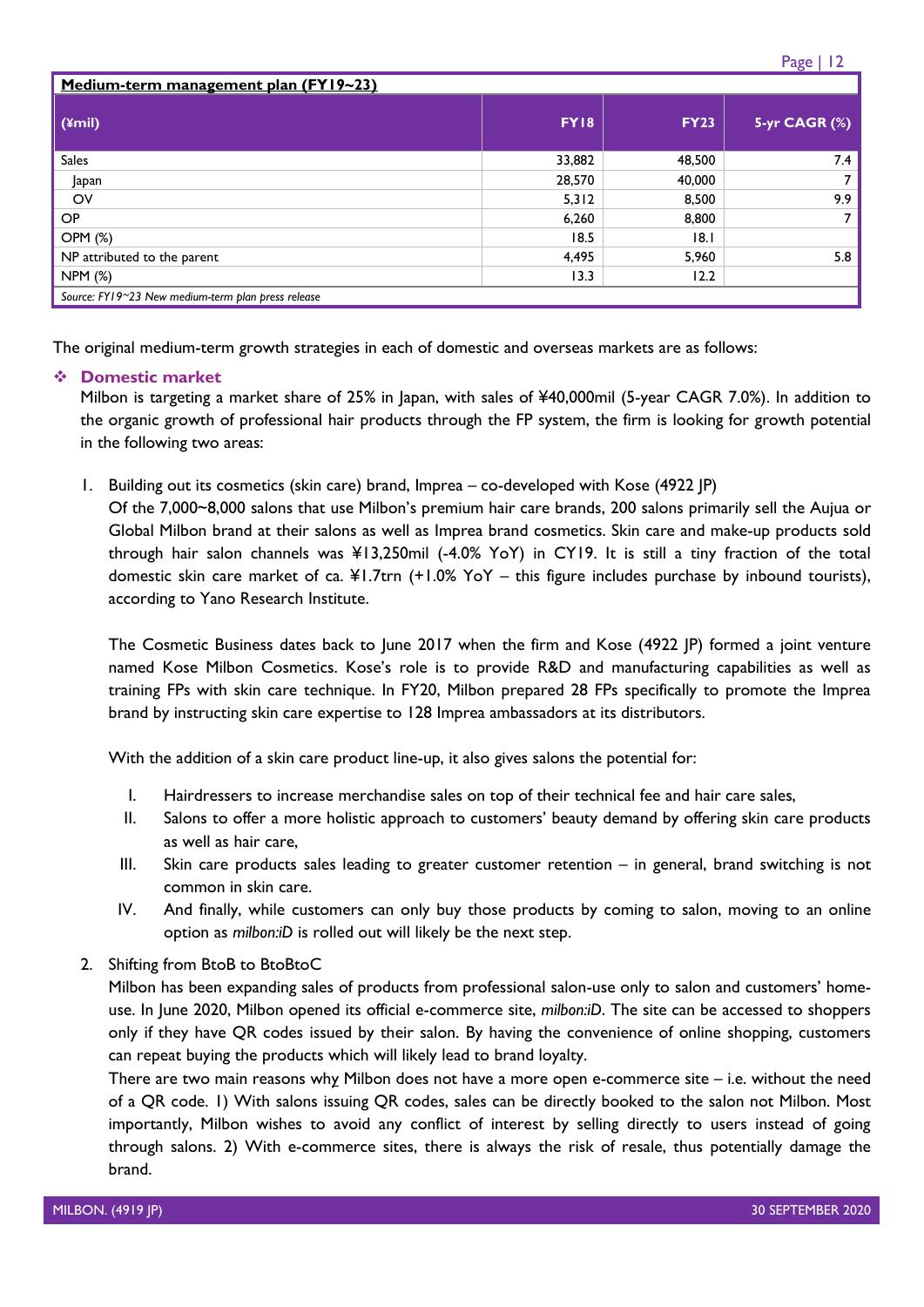**Medium-term management plan (FY19~23)**

| (¥mil) | FY18 | FY23 | 5-yr CAGR (%) |
|---|---|---|---|
| Sales | 33,882 | 48,500 | 7.4 |
| Japan | 28,570 | 40,000 | 7 |
| OV | 5,312 | 8,500 | 9.9 |
| OP | 6,260 | 8,800 | 7 |
| OPM (%) | 18.5 | 18.1 | |
| NP attributed to the parent | 4,495 | 5,960 | 5.8 |
| NPM (%) | 13.3 | 12.2 | |

*Source: FY19~23 New medium-term plan press release*

The original medium-term growth strategies in each of domestic and overseas markets are as follows:

## ❖ Domestic market

Milbon is targeting a market share of 25% in Japan, with sales of ¥40,000mil (5-year CAGR 7.0%). In addition to the organic growth of professional hair products through the FP system, the firm is looking for growth potential in the following two areas:

1. Building out its cosmetics (skin care) brand, Imprea – co-developed with Kose (4922 JP)
   Of the 7,000~8,000 salons that use Milbon's premium hair care brands, 200 salons primarily sell the Aujua or Global Milbon brand at their salons as well as Imprea brand cosmetics. Skin care and make-up products sold through hair salon channels was ¥13,250mil (-4.0% YoY) in CY19. It is still a tiny fraction of the total domestic skin care market of ca. ¥1.7trn (+1.0% YoY – this figure includes purchase by inbound tourists), according to Yano Research Institute.

   The Cosmetic Business dates back to June 2017 when the firm and Kose (4922 JP) formed a joint venture named Kose Milbon Cosmetics. Kose's role is to provide R&D and manufacturing capabilities as well as training FPs with skin care technique. In FY20, Milbon prepared 28 FPs specifically to promote the Imprea brand by instructing skin care expertise to 128 Imprea ambassadors at its distributors.

   With the addition of a skin care product line-up, it also gives salons the potential for:

   I. Hairdressers to increase merchandise sales on top of their technical fee and hair care sales,
   II. Salons to offer a more holistic approach to customers' beauty demand by offering skin care products as well as hair care,
   III. Skin care products sales leading to greater customer retention – in general, brand switching is not common in skin care.
   IV. And finally, while customers can only buy those products by coming to salon, moving to an online option as *milbon:iD* is rolled out will likely be the next step.

2. Shifting from BtoB to BtoBtoC
   Milbon has been expanding sales of products from professional salon-use only to salon and customers' home-use. In June 2020, Milbon opened its official e-commerce site, *milbon:iD*. The site can be accessed to shoppers only if they have QR codes issued by their salon. By having the convenience of online shopping, customers can repeat buying the products which will likely lead to brand loyalty.
   There are two main reasons why Milbon does not have a more open e-commerce site – i.e. without the need of a QR code. 1) With salons issuing QR codes, sales can be directly booked to the salon not Milbon. Most importantly, Milbon wishes to avoid any conflict of interest by selling directly to users instead of going through salons. 2) With e-commerce sites, there is always the risk of resale, thus potentially damage the brand.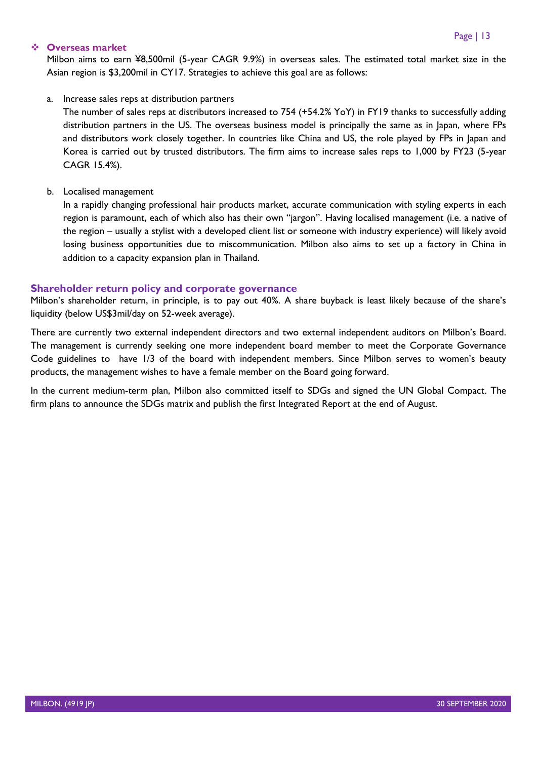### ❖ Overseas market

Milbon aims to earn ¥8,500mil (5-year CAGR 9.9%) in overseas sales. The estimated total market size in the Asian region is $3,200mil in CY17. Strategies to achieve this goal are as follows:

a. Increase sales reps at distribution partners

   The number of sales reps at distributors increased to 754 (+54.2% YoY) in FY19 thanks to successfully adding distribution partners in the US. The overseas business model is principally the same as in Japan, where FPs and distributors work closely together. In countries like China and US, the role played by FPs in Japan and Korea is carried out by trusted distributors. The firm aims to increase sales reps to 1,000 by FY23 (5-year CAGR 15.4%).

b. Localised management

   In a rapidly changing professional hair products market, accurate communication with styling experts in each region is paramount, each of which also has their own "jargon". Having localised management (i.e. a native of the region – usually a stylist with a developed client list or someone with industry experience) will likely avoid losing business opportunities due to miscommunication. Milbon also aims to set up a factory in China in addition to a capacity expansion plan in Thailand.

## Shareholder return policy and corporate governance

Milbon's shareholder return, in principle, is to pay out 40%. A share buyback is least likely because of the share's liquidity (below US$3mil/day on 52-week average).

There are currently two external independent directors and two external independent auditors on Milbon's Board. The management is currently seeking one more independent board member to meet the Corporate Governance Code guidelines to have 1/3 of the board with independent members. Since Milbon serves to women's beauty products, the management wishes to have a female member on the Board going forward.

In the current medium-term plan, Milbon also committed itself to SDGs and signed the UN Global Compact. The firm plans to announce the SDGs matrix and publish the first Integrated Report at the end of August.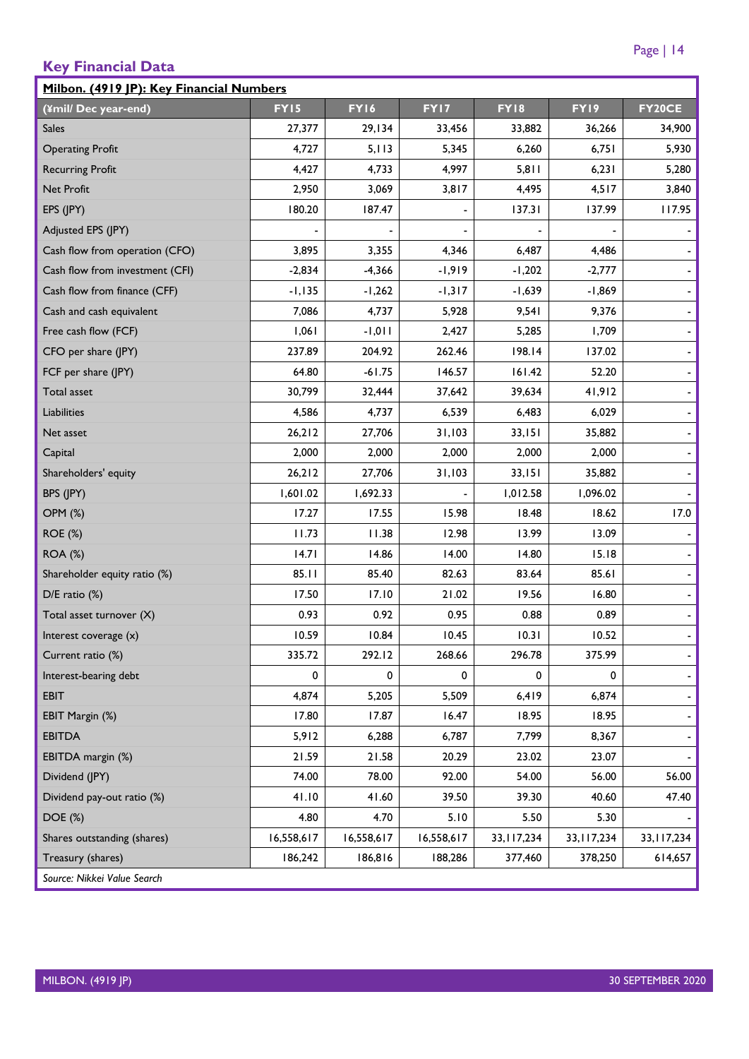## Key Financial Data

**Milbon. (4919 JP): Key Financial Numbers**

| (¥mil/ Dec year-end) | FY15 | FY16 | FY17 | FY18 | FY19 | FY20CE |
|---|---|---|---|---|---|---|
| Sales | 27,377 | 29,134 | 33,456 | 33,882 | 36,266 | 34,900 |
| Operating Profit | 4,727 | 5,113 | 5,345 | 6,260 | 6,751 | 5,930 |
| Recurring Profit | 4,427 | 4,733 | 4,997 | 5,811 | 6,231 | 5,280 |
| Net Profit | 2,950 | 3,069 | 3,817 | 4,495 | 4,517 | 3,840 |
| EPS (JPY) | 180.20 | 187.47 | - | 137.31 | 137.99 | 117.95 |
| Adjusted EPS (JPY) | - | - | - | - | - | - |
| Cash flow from operation (CFO) | 3,895 | 3,355 | 4,346 | 6,487 | 4,486 | - |
| Cash flow from investment (CFI) | -2,834 | -4,366 | -1,919 | -1,202 | -2,777 | - |
| Cash flow from finance (CFF) | -1,135 | -1,262 | -1,317 | -1,639 | -1,869 | - |
| Cash and cash equivalent | 7,086 | 4,737 | 5,928 | 9,541 | 9,376 | - |
| Free cash flow (FCF) | 1,061 | -1,011 | 2,427 | 5,285 | 1,709 | - |
| CFO per share (JPY) | 237.89 | 204.92 | 262.46 | 198.14 | 137.02 | - |
| FCF per share (JPY) | 64.80 | -61.75 | 146.57 | 161.42 | 52.20 | - |
| Total asset | 30,799 | 32,444 | 37,642 | 39,634 | 41,912 | - |
| Liabilities | 4,586 | 4,737 | 6,539 | 6,483 | 6,029 | - |
| Net asset | 26,212 | 27,706 | 31,103 | 33,151 | 35,882 | - |
| Capital | 2,000 | 2,000 | 2,000 | 2,000 | 2,000 | - |
| Shareholders' equity | 26,212 | 27,706 | 31,103 | 33,151 | 35,882 | - |
| BPS (JPY) | 1,601.02 | 1,692.33 | - | 1,012.58 | 1,096.02 | - |
| OPM (%) | 17.27 | 17.55 | 15.98 | 18.48 | 18.62 | 17.0 |
| ROE (%) | 11.73 | 11.38 | 12.98 | 13.99 | 13.09 | - |
| ROA (%) | 14.71 | 14.86 | 14.00 | 14.80 | 15.18 | - |
| Shareholder equity ratio (%) | 85.11 | 85.40 | 82.63 | 83.64 | 85.61 | - |
| D/E ratio (%) | 17.50 | 17.10 | 21.02 | 19.56 | 16.80 | - |
| Total asset turnover (X) | 0.93 | 0.92 | 0.95 | 0.88 | 0.89 | - |
| Interest coverage (x) | 10.59 | 10.84 | 10.45 | 10.31 | 10.52 | - |
| Current ratio (%) | 335.72 | 292.12 | 268.66 | 296.78 | 375.99 | - |
| Interest-bearing debt | 0 | 0 | 0 | 0 | 0 | - |
| EBIT | 4,874 | 5,205 | 5,509 | 6,419 | 6,874 | - |
| EBIT Margin (%) | 17.80 | 17.87 | 16.47 | 18.95 | 18.95 | - |
| EBITDA | 5,912 | 6,288 | 6,787 | 7,799 | 8,367 | - |
| EBITDA margin (%) | 21.59 | 21.58 | 20.29 | 23.02 | 23.07 | - |
| Dividend (JPY) | 74.00 | 78.00 | 92.00 | 54.00 | 56.00 | 56.00 |
| Dividend pay-out ratio (%) | 41.10 | 41.60 | 39.50 | 39.30 | 40.60 | 47.40 |
| DOE (%) | 4.80 | 4.70 | 5.10 | 5.50 | 5.30 | - |
| Shares outstanding (shares) | 16,558,617 | 16,558,617 | 16,558,617 | 33,117,234 | 33,117,234 | 33,117,234 |
| Treasury (shares) | 186,242 | 186,816 | 188,286 | 377,460 | 378,250 | 614,657 |

*Source: Nikkei Value Search*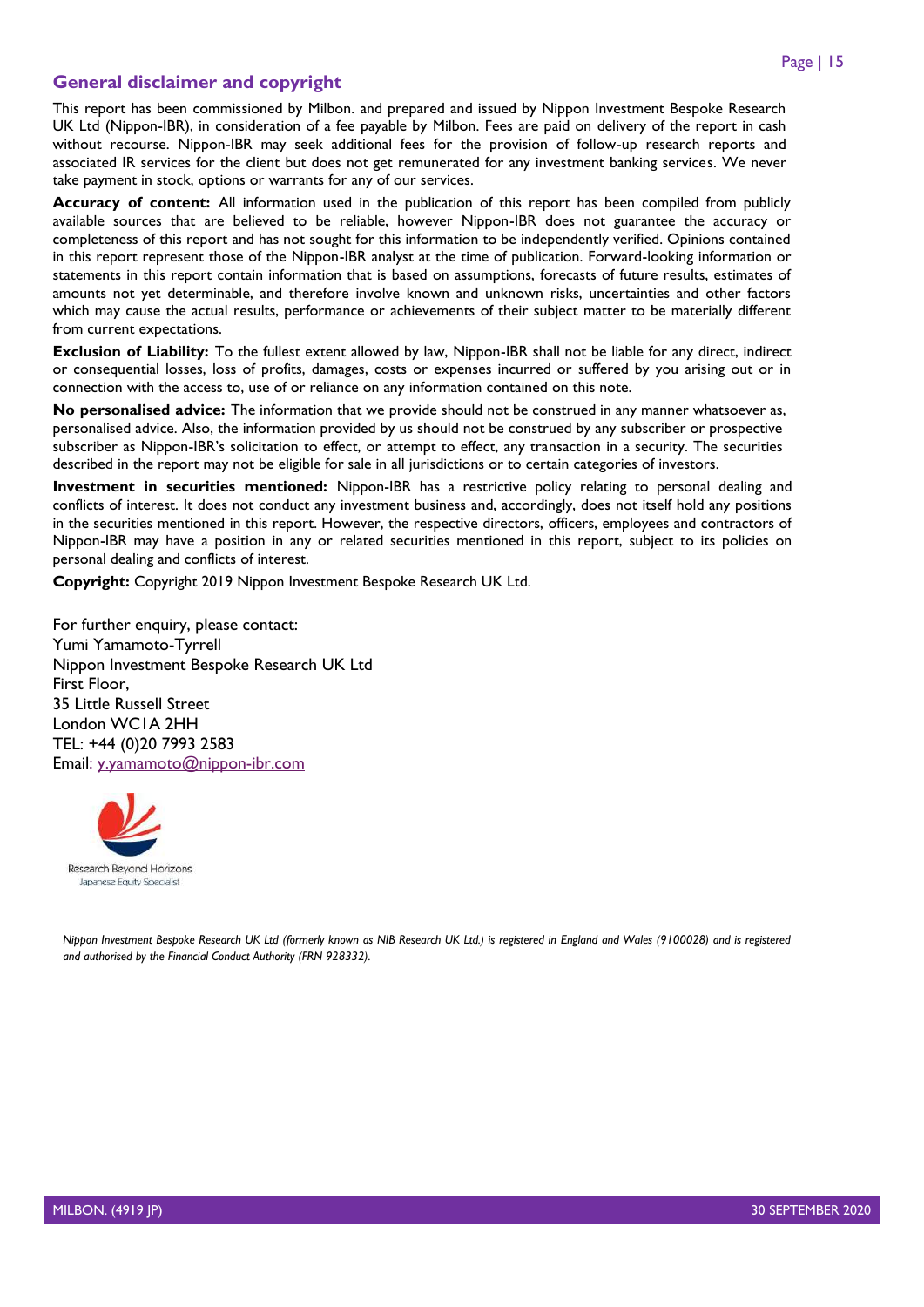## General disclaimer and copyright

This report has been commissioned by Milbon. and prepared and issued by Nippon Investment Bespoke Research UK Ltd (Nippon-IBR), in consideration of a fee payable by Milbon. Fees are paid on delivery of the report in cash without recourse. Nippon-IBR may seek additional fees for the provision of follow-up research reports and associated IR services for the client but does not get remunerated for any investment banking services. We never take payment in stock, options or warrants for any of our services.

**Accuracy of content:** All information used in the publication of this report has been compiled from publicly available sources that are believed to be reliable, however Nippon-IBR does not guarantee the accuracy or completeness of this report and has not sought for this information to be independently verified. Opinions contained in this report represent those of the Nippon-IBR analyst at the time of publication. Forward-looking information or statements in this report contain information that is based on assumptions, forecasts of future results, estimates of amounts not yet determinable, and therefore involve known and unknown risks, uncertainties and other factors which may cause the actual results, performance or achievements of their subject matter to be materially different from current expectations.

**Exclusion of Liability:** To the fullest extent allowed by law, Nippon-IBR shall not be liable for any direct, indirect or consequential losses, loss of profits, damages, costs or expenses incurred or suffered by you arising out or in connection with the access to, use of or reliance on any information contained on this note.

**No personalised advice:** The information that we provide should not be construed in any manner whatsoever as, personalised advice. Also, the information provided by us should not be construed by any subscriber or prospective subscriber as Nippon-IBR's solicitation to effect, or attempt to effect, any transaction in a security. The securities described in the report may not be eligible for sale in all jurisdictions or to certain categories of investors.

**Investment in securities mentioned:** Nippon-IBR has a restrictive policy relating to personal dealing and conflicts of interest. It does not conduct any investment business and, accordingly, does not itself hold any positions in the securities mentioned in this report. However, the respective directors, officers, employees and contractors of Nippon-IBR may have a position in any or related securities mentioned in this report, subject to its policies on personal dealing and conflicts of interest.

**Copyright:** Copyright 2019 Nippon Investment Bespoke Research UK Ltd.

For further enquiry, please contact:
Yumi Yamamoto-Tyrrell
Nippon Investment Bespoke Research UK Ltd
First Floor,
35 Little Russell Street
London WC1A 2HH
TEL: +44 (0)20 7993 2583
Email: y.yamamoto@nippon-ibr.com

Research Beyond Horizons
Japanese Equity Specialist

*Nippon Investment Bespoke Research UK Ltd (formerly known as NIB Research UK Ltd.) is registered in England and Wales (9100028) and is registered and authorised by the Financial Conduct Authority (FRN 928332).*